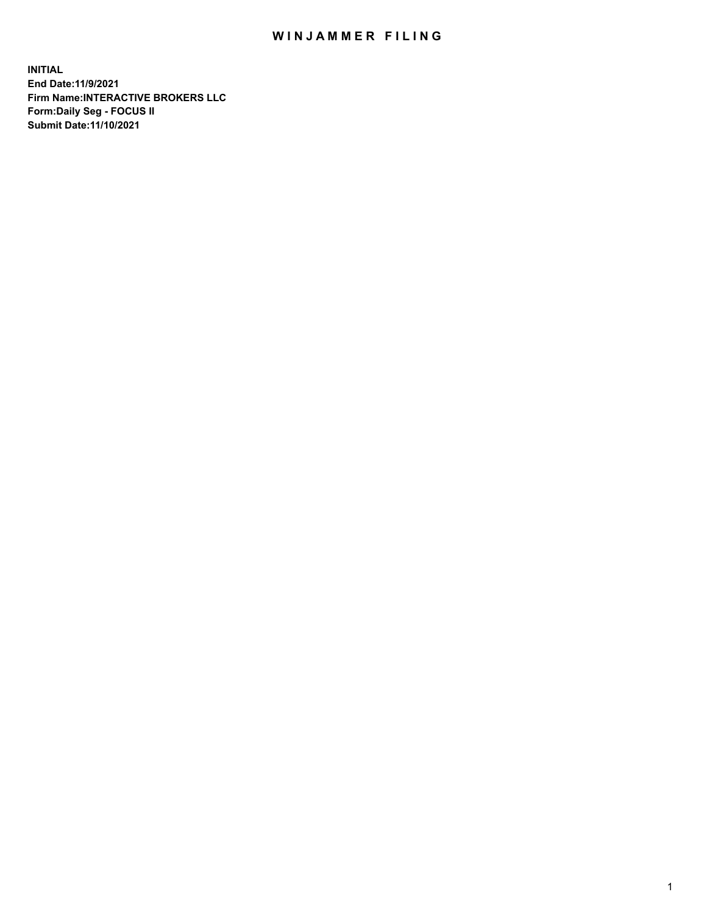# WINJAMMER FILING

**INITIAL**
**End Date:11/9/2021**
**Firm Name:INTERACTIVE BROKERS LLC**
**Form:Daily Seg - FOCUS II**
**Submit Date:11/10/2021**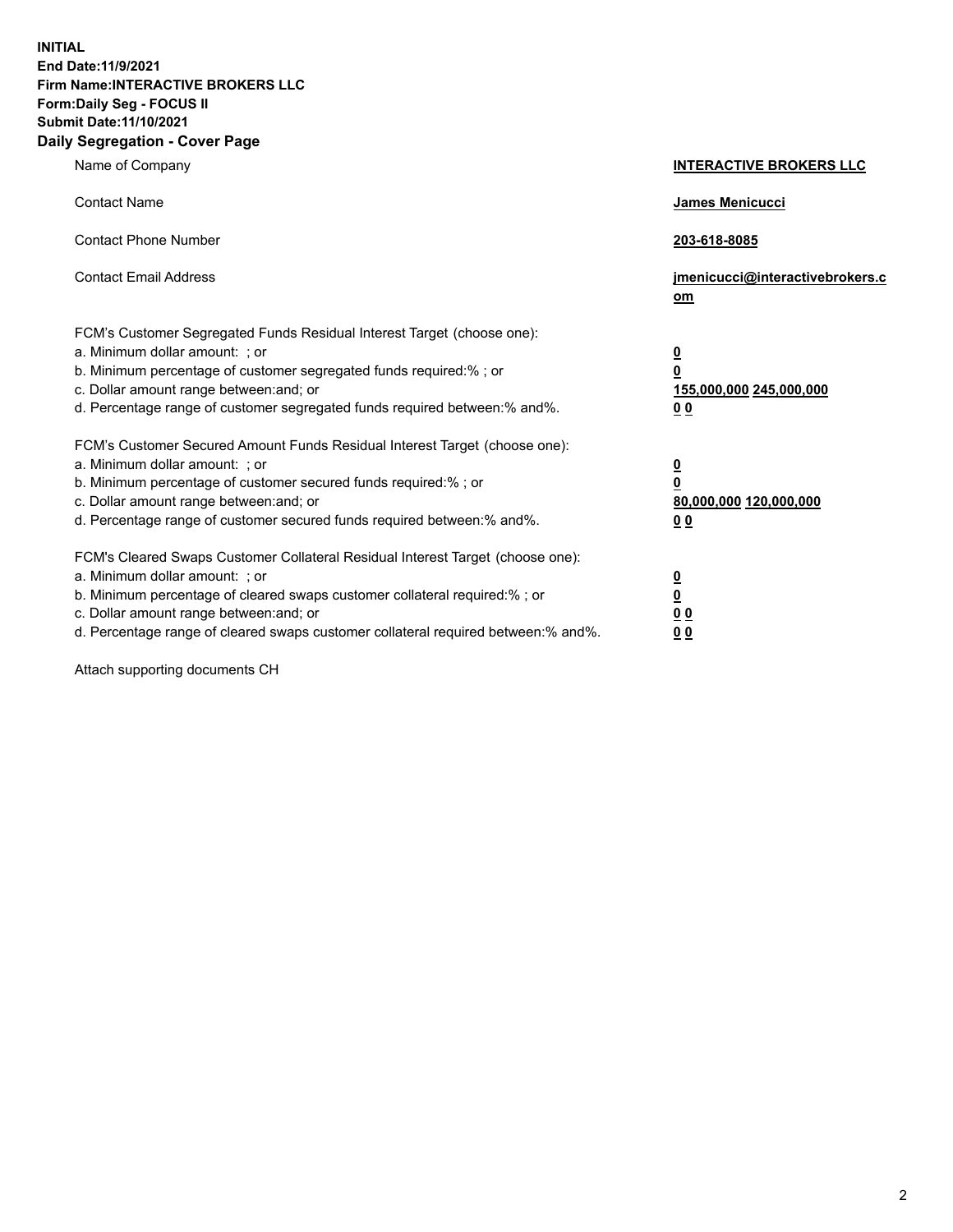**INITIAL**
**End Date:11/9/2021**
**Firm Name:INTERACTIVE BROKERS LLC**
**Form:Daily Seg - FOCUS II**
**Submit Date:11/10/2021**

## Daily Segregation - Cover Page

| | |
|---|---|
| Name of Company | **INTERACTIVE BROKERS LLC** |
| Contact Name | **James Menicucci** |
| Contact Phone Number | **203-618-8085** |
| Contact Email Address | **jmenicucci@interactivebrokers.com** |

FCM's Customer Segregated Funds Residual Interest Target (choose one):

| | |
|---|---|
| a. Minimum dollar amount: ; or | **0** |
| b. Minimum percentage of customer segregated funds required:% ; or | **0** |
| c. Dollar amount range between:and; or | **155,000,000 245,000,000** |
| d. Percentage range of customer segregated funds required between:% and%. | **0 0** |

FCM's Customer Secured Amount Funds Residual Interest Target (choose one):

| | |
|---|---|
| a. Minimum dollar amount: ; or | **0** |
| b. Minimum percentage of customer secured funds required:% ; or | **0** |
| c. Dollar amount range between:and; or | **80,000,000 120,000,000** |
| d. Percentage range of customer secured funds required between:% and%. | **0 0** |

FCM's Cleared Swaps Customer Collateral Residual Interest Target (choose one):

| | |
|---|---|
| a. Minimum dollar amount: ; or | **0** |
| b. Minimum percentage of cleared swaps customer collateral required:% ; or | **0** |
| c. Dollar amount range between:and; or | **0 0** |
| d. Percentage range of cleared swaps customer collateral required between:% and%. | **0 0** |

Attach supporting documents CH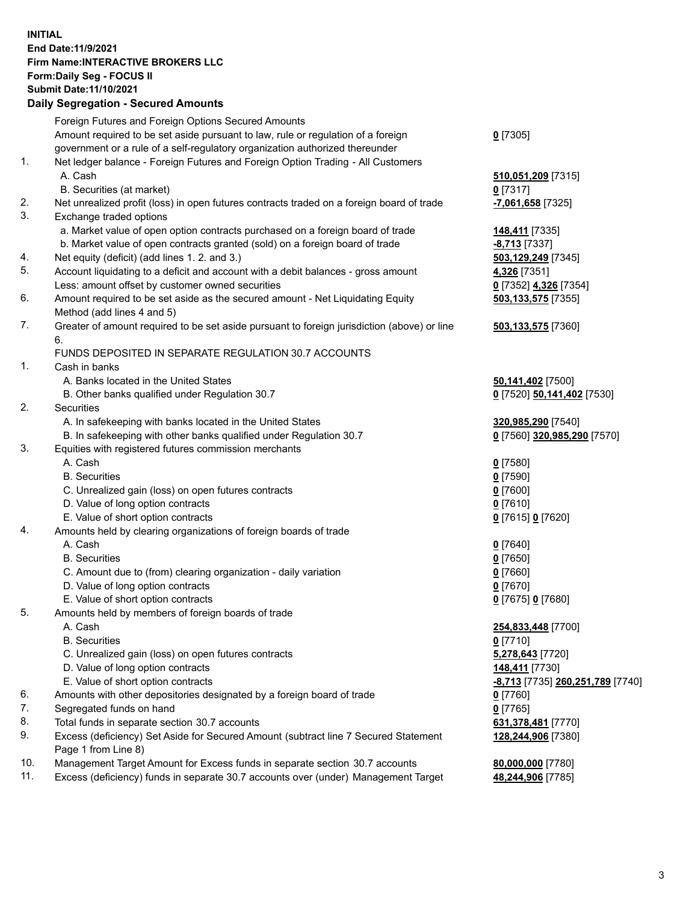**INITIAL**
**End Date:11/9/2021**
**Firm Name:INTERACTIVE BROKERS LLC**
**Form:Daily Seg - FOCUS II**
**Submit Date:11/10/2021**

## Daily Segregation - Secured Amounts

| | | |
|---|---|---|
| | Foreign Futures and Foreign Options Secured Amounts | |
| | Amount required to be set aside pursuant to law, rule or regulation of a foreign government or a rule of a self-regulatory organization authorized thereunder | **0** [7305] |
| 1. | Net ledger balance - Foreign Futures and Foreign Option Trading - All Customers | |
| | A. Cash | **510,051,209** [7315] |
| | B. Securities (at market) | **0** [7317] |
| 2. | Net unrealized profit (loss) in open futures contracts traded on a foreign board of trade | **-7,061,658** [7325] |
| 3. | Exchange traded options | |
| | a. Market value of open option contracts purchased on a foreign board of trade | **148,411** [7335] |
| | b. Market value of open contracts granted (sold) on a foreign board of trade | **-8,713** [7337] |
| 4. | Net equity (deficit) (add lines 1. 2. and 3.) | **503,129,249** [7345] |
| 5. | Account liquidating to a deficit and account with a debit balances - gross amount | **4,326** [7351] |
| | Less: amount offset by customer owned securities | **0** [7352] **4,326** [7354] |
| 6. | Amount required to be set aside as the secured amount - Net Liquidating Equity Method (add lines 4 and 5) | **503,133,575** [7355] |
| 7. | Greater of amount required to be set aside pursuant to foreign jurisdiction (above) or line 6. | **503,133,575** [7360] |
| | FUNDS DEPOSITED IN SEPARATE REGULATION 30.7 ACCOUNTS | |
| 1. | Cash in banks | |
| | A. Banks located in the United States | **50,141,402** [7500] |
| | B. Other banks qualified under Regulation 30.7 | **0** [7520] **50,141,402** [7530] |
| 2. | Securities | |
| | A. In safekeeping with banks located in the United States | **320,985,290** [7540] |
| | B. In safekeeping with other banks qualified under Regulation 30.7 | **0** [7560] **320,985,290** [7570] |
| 3. | Equities with registered futures commission merchants | |
| | A. Cash | **0** [7580] |
| | B. Securities | **0** [7590] |
| | C. Unrealized gain (loss) on open futures contracts | **0** [7600] |
| | D. Value of long option contracts | **0** [7610] |
| | E. Value of short option contracts | **0** [7615] **0** [7620] |
| 4. | Amounts held by clearing organizations of foreign boards of trade | |
| | A. Cash | **0** [7640] |
| | B. Securities | **0** [7650] |
| | C. Amount due to (from) clearing organization - daily variation | **0** [7660] |
| | D. Value of long option contracts | **0** [7670] |
| | E. Value of short option contracts | **0** [7675] **0** [7680] |
| 5. | Amounts held by members of foreign boards of trade | |
| | A. Cash | **254,833,448** [7700] |
| | B. Securities | **0** [7710] |
| | C. Unrealized gain (loss) on open futures contracts | **5,278,643** [7720] |
| | D. Value of long option contracts | **148,411** [7730] |
| | E. Value of short option contracts | **-8,713** [7735] **260,251,789** [7740] |
| 6. | Amounts with other depositories designated by a foreign board of trade | **0** [7760] |
| 7. | Segregated funds on hand | **0** [7765] |
| 8. | Total funds in separate section 30.7 accounts | **631,378,481** [7770] |
| 9. | Excess (deficiency) Set Aside for Secured Amount (subtract line 7 Secured Statement Page 1 from Line 8) | **128,244,906** [7380] |
| 10. | Management Target Amount for Excess funds in separate section 30.7 accounts | **80,000,000** [7780] |
| 11. | Excess (deficiency) funds in separate 30.7 accounts over (under) Management Target | **48,244,906** [7785] |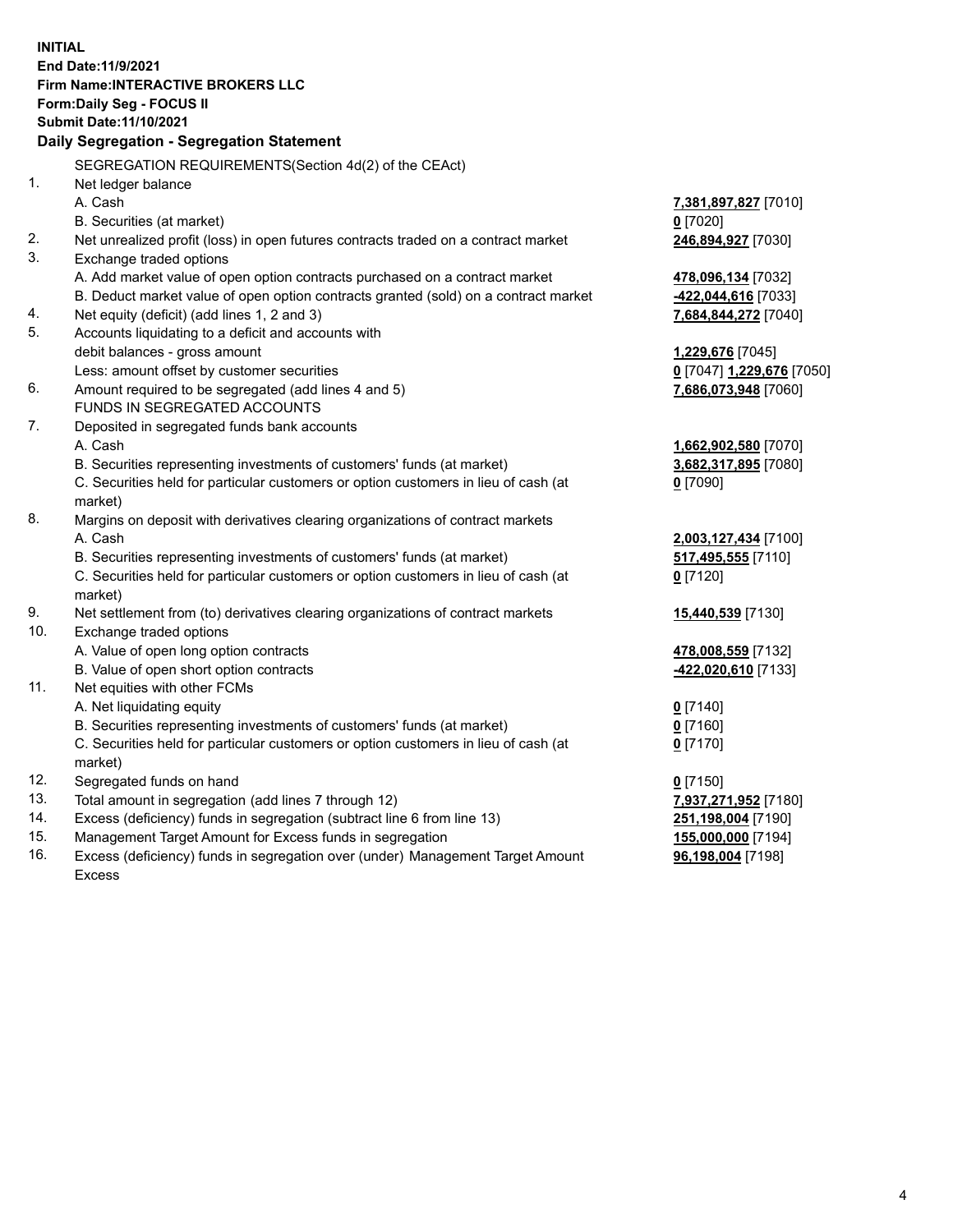**INITIAL**
**End Date:11/9/2021**
**Firm Name:INTERACTIVE BROKERS LLC**
**Form:Daily Seg - FOCUS II**
**Submit Date:11/10/2021**

## Daily Segregation - Segregation Statement

SEGREGATION REQUIREMENTS(Section 4d(2) of the CEAct)

| | | |
|---|---|---|
| 1. | Net ledger balance | |
| | A. Cash | **7,381,897,827** [7010] |
| | B. Securities (at market) | **0** [7020] |
| 2. | Net unrealized profit (loss) in open futures contracts traded on a contract market | **246,894,927** [7030] |
| 3. | Exchange traded options | |
| | A. Add market value of open option contracts purchased on a contract market | **478,096,134** [7032] |
| | B. Deduct market value of open option contracts granted (sold) on a contract market | **-422,044,616** [7033] |
| 4. | Net equity (deficit) (add lines 1, 2 and 3) | **7,684,844,272** [7040] |
| 5. | Accounts liquidating to a deficit and accounts with debit balances - gross amount | **1,229,676** [7045] |
| | Less: amount offset by customer securities | **0** [7047] **1,229,676** [7050] |
| 6. | Amount required to be segregated (add lines 4 and 5) | **7,686,073,948** [7060] |
| | FUNDS IN SEGREGATED ACCOUNTS | |
| 7. | Deposited in segregated funds bank accounts | |
| | A. Cash | **1,662,902,580** [7070] |
| | B. Securities representing investments of customers' funds (at market) | **3,682,317,895** [7080] |
| | C. Securities held for particular customers or option customers in lieu of cash (at market) | **0** [7090] |
| 8. | Margins on deposit with derivatives clearing organizations of contract markets | |
| | A. Cash | **2,003,127,434** [7100] |
| | B. Securities representing investments of customers' funds (at market) | **517,495,555** [7110] |
| | C. Securities held for particular customers or option customers in lieu of cash (at market) | **0** [7120] |
| 9. | Net settlement from (to) derivatives clearing organizations of contract markets | **15,440,539** [7130] |
| 10. | Exchange traded options | |
| | A. Value of open long option contracts | **478,008,559** [7132] |
| | B. Value of open short option contracts | **-422,020,610** [7133] |
| 11. | Net equities with other FCMs | |
| | A. Net liquidating equity | **0** [7140] |
| | B. Securities representing investments of customers' funds (at market) | **0** [7160] |
| | C. Securities held for particular customers or option customers in lieu of cash (at market) | **0** [7170] |
| 12. | Segregated funds on hand | **0** [7150] |
| 13. | Total amount in segregation (add lines 7 through 12) | **7,937,271,952** [7180] |
| 14. | Excess (deficiency) funds in segregation (subtract line 6 from line 13) | **251,198,004** [7190] |
| 15. | Management Target Amount for Excess funds in segregation | **155,000,000** [7194] |
| 16. | Excess (deficiency) funds in segregation over (under) Management Target Amount Excess | **96,198,004** [7198] |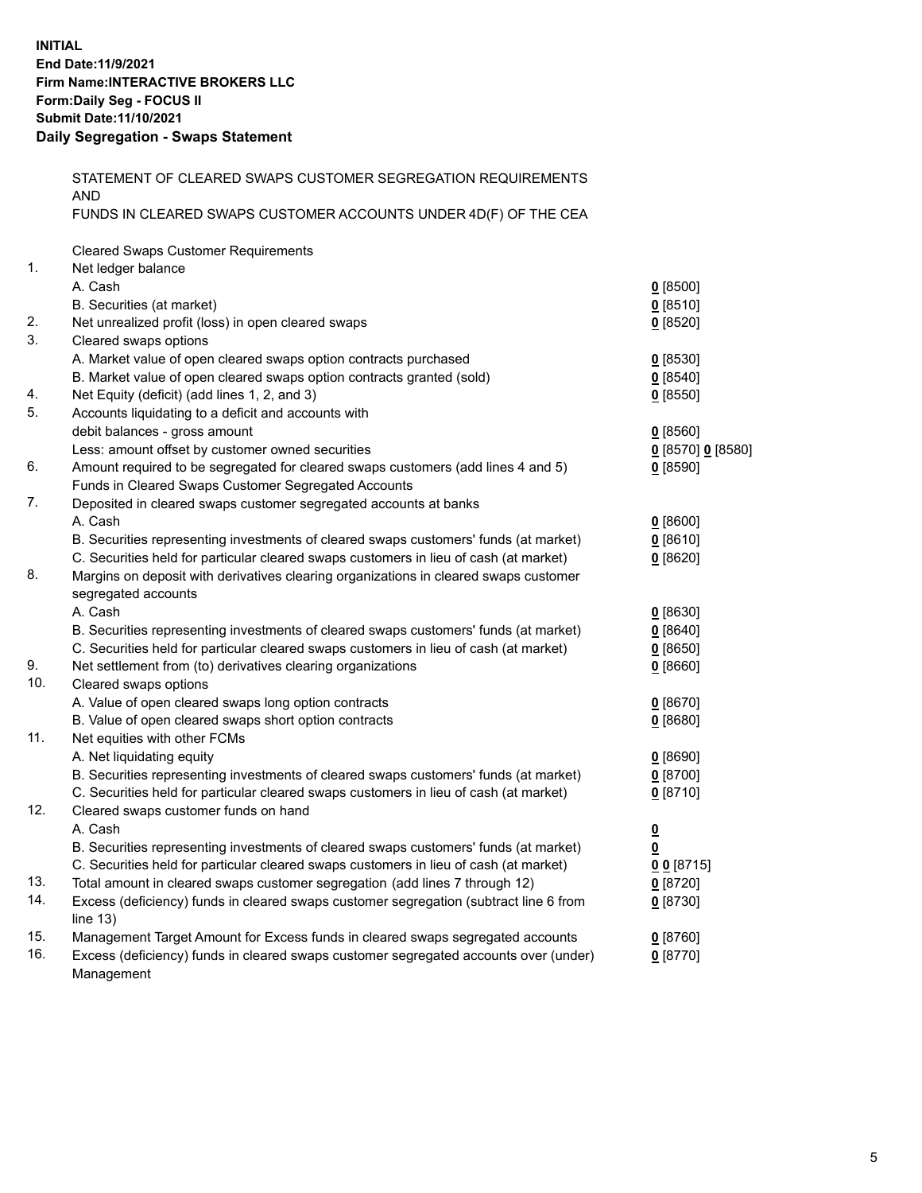**INITIAL**
**End Date:11/9/2021**
**Firm Name:INTERACTIVE BROKERS LLC**
**Form:Daily Seg - FOCUS II**
**Submit Date:11/10/2021**
**Daily Segregation - Swaps Statement**

STATEMENT OF CLEARED SWAPS CUSTOMER SEGREGATION REQUIREMENTS AND FUNDS IN CLEARED SWAPS CUSTOMER ACCOUNTS UNDER 4D(F) OF THE CEA

| | | |
|---|---|---|
| | Cleared Swaps Customer Requirements | |
| 1. | Net ledger balance | |
| | A. Cash | 0 [8500] |
| | B. Securities (at market) | 0 [8510] |
| 2. | Net unrealized profit (loss) in open cleared swaps | 0 [8520] |
| 3. | Cleared swaps options | |
| | A. Market value of open cleared swaps option contracts purchased | 0 [8530] |
| | B. Market value of open cleared swaps option contracts granted (sold) | 0 [8540] |
| 4. | Net Equity (deficit) (add lines 1, 2, and 3) | 0 [8550] |
| 5. | Accounts liquidating to a deficit and accounts with debit balances - gross amount | 0 [8560] |
| | Less: amount offset by customer owned securities | 0 [8570] 0 [8580] |
| 6. | Amount required to be segregated for cleared swaps customers (add lines 4 and 5) | 0 [8590] |
| | Funds in Cleared Swaps Customer Segregated Accounts | |
| 7. | Deposited in cleared swaps customer segregated accounts at banks | |
| | A. Cash | 0 [8600] |
| | B. Securities representing investments of cleared swaps customers' funds (at market) | 0 [8610] |
| | C. Securities held for particular cleared swaps customers in lieu of cash (at market) | 0 [8620] |
| 8. | Margins on deposit with derivatives clearing organizations in cleared swaps customer segregated accounts | |
| | A. Cash | 0 [8630] |
| | B. Securities representing investments of cleared swaps customers' funds (at market) | 0 [8640] |
| | C. Securities held for particular cleared swaps customers in lieu of cash (at market) | 0 [8650] |
| 9. | Net settlement from (to) derivatives clearing organizations | 0 [8660] |
| 10. | Cleared swaps options | |
| | A. Value of open cleared swaps long option contracts | 0 [8670] |
| | B. Value of open cleared swaps short option contracts | 0 [8680] |
| 11. | Net equities with other FCMs | |
| | A. Net liquidating equity | 0 [8690] |
| | B. Securities representing investments of cleared swaps customers' funds (at market) | 0 [8700] |
| | C. Securities held for particular cleared swaps customers in lieu of cash (at market) | 0 [8710] |
| 12. | Cleared swaps customer funds on hand | |
| | A. Cash | 0 |
| | B. Securities representing investments of cleared swaps customers' funds (at market) | 0 |
| | C. Securities held for particular cleared swaps customers in lieu of cash (at market) | 0 0 [8715] |
| 13. | Total amount in cleared swaps customer segregation (add lines 7 through 12) | 0 [8720] |
| 14. | Excess (deficiency) funds in cleared swaps customer segregation (subtract line 6 from line 13) | 0 [8730] |
| 15. | Management Target Amount for Excess funds in cleared swaps segregated accounts | 0 [8760] |
| 16. | Excess (deficiency) funds in cleared swaps customer segregated accounts over (under) Management | 0 [8770] |